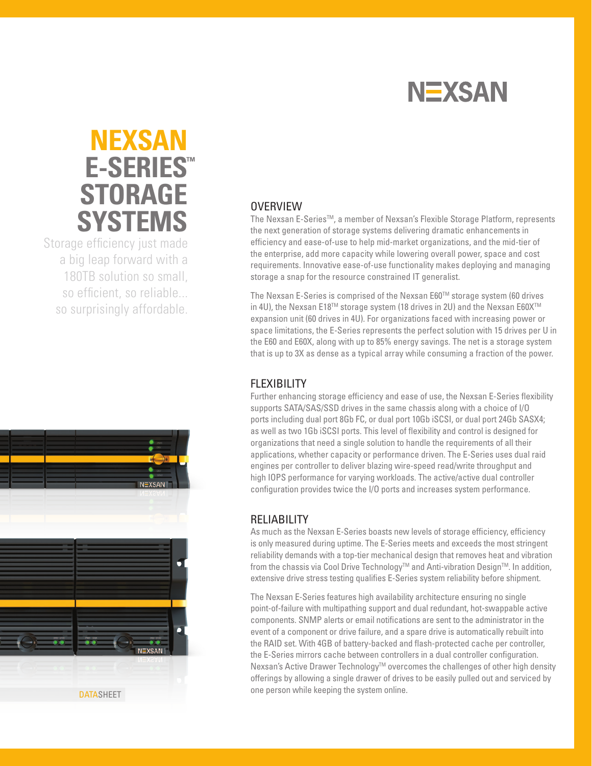# NEXSAN E-SERIES™ STORAGE SYSTEMS

Storage efficiency just made a big leap forward with a 180TB solution so small, so efficient, so reliable... so surprisingly affordable.

DATASHEET

## OVERVIEW

The Nexsan E-Series™, a member of Nexsan's Flexible Storage Platform, represents the next generation of storage systems delivering dramatic enhancements in efficiency and ease-of-use to help mid-market organizations, and the mid-tier of the enterprise, add more capacity while lowering overall power, space and cost requirements. Innovative ease-of-use functionality makes deploying and managing storage a snap for the resource constrained IT generalist.

The Nexsan E-Series is comprised of the Nexsan E60™ storage system (60 drives in 4U), the Nexsan E18™ storage system (18 drives in 2U) and the Nexsan E60X™ expansion unit (60 drives in 4U). For organizations faced with increasing power or space limitations, the E-Series represents the perfect solution with 15 drives per U in the E60 and E60X, along with up to 85% energy savings. The net is a storage system that is up to 3X as dense as a typical array while consuming a fraction of the power.

## FLEXIBILITY

Further enhancing storage efficiency and ease of use, the Nexsan E-Series flexibility supports SATA/SAS/SSD drives in the same chassis along with a choice of I/O ports including dual port 8Gb FC, or dual port 10Gb iSCSI, or dual port 24Gb SASX4; as well as two 1Gb iSCSI ports. This level of flexibility and control is designed for organizations that need a single solution to handle the requirements of all their applications, whether capacity or performance driven. The E-Series uses dual raid engines per controller to deliver blazing wire-speed read/write throughput and high IOPS performance for varying workloads. The active/active dual controller configuration provides twice the I/O ports and increases system performance.

## RELIABILITY

As much as the Nexsan E-Series boasts new levels of storage efficiency, efficiency is only measured during uptime. The E-Series meets and exceeds the most stringent reliability demands with a top-tier mechanical design that removes heat and vibration from the chassis via Cool Drive Technology™ and Anti-vibration Design™. In addition, extensive drive stress testing qualifies E-Series system reliability before shipment.

The Nexsan E-Series features high availability architecture ensuring no single point-of-failure with multipathing support and dual redundant, hot-swappable active components. SNMP alerts or email notifications are sent to the administrator in the event of a component or drive failure, and a spare drive is automatically rebuilt into the RAID set. With 4GB of battery-backed and flash-protected cache per controller, the E-Series mirrors cache between controllers in a dual controller configuration. Nexsan's Active Drawer Technology™ overcomes the challenges of other high density offerings by allowing a single drawer of drives to be easily pulled out and serviced by one person while keeping the system online.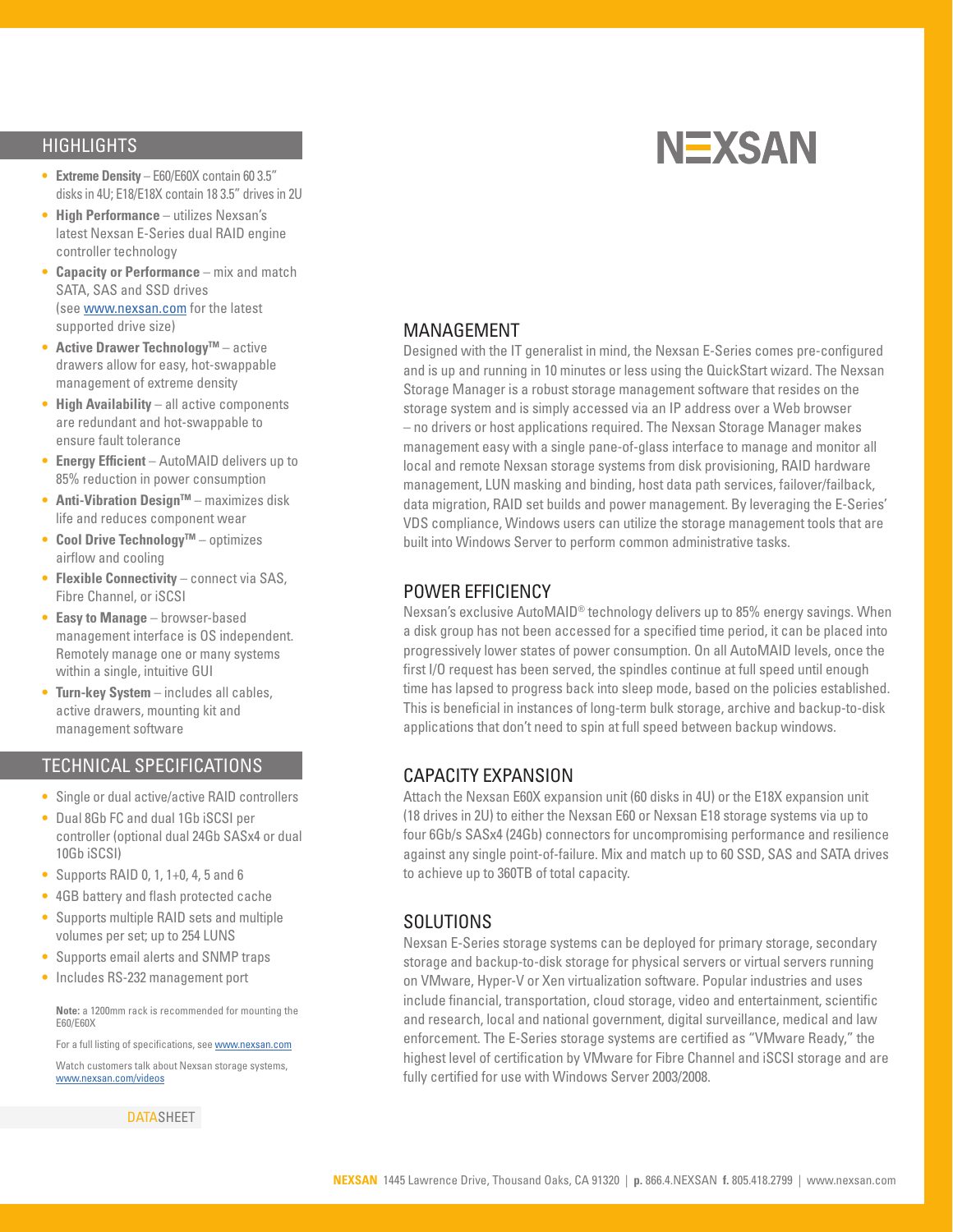NEXSAN

## HIGHLIGHTS

- **Extreme Density** – E60/E60X contain 60 3.5" disks in 4U; E18/E18X contain 18 3.5" drives in 2U
- **High Performance** – utilizes Nexsan's latest Nexsan E-Series dual RAID engine controller technology
- **Capacity or Performance** – mix and match SATA, SAS and SSD drives (see www.nexsan.com for the latest supported drive size)
- **Active Drawer Technology™** – active drawers allow for easy, hot-swappable management of extreme density
- **High Availability** – all active components are redundant and hot-swappable to ensure fault tolerance
- **Energy Efficient** – AutoMAID delivers up to 85% reduction in power consumption
- **Anti-Vibration Design™** – maximizes disk life and reduces component wear
- **Cool Drive Technology™** – optimizes airflow and cooling
- **Flexible Connectivity** – connect via SAS, Fibre Channel, or iSCSI
- **Easy to Manage** – browser-based management interface is OS independent. Remotely manage one or many systems within a single, intuitive GUI
- **Turn-key System** – includes all cables, active drawers, mounting kit and management software

## TECHNICAL SPECIFICATIONS

- Single or dual active/active RAID controllers
- Dual 8Gb FC and dual 1Gb iSCSI per controller (optional dual 24Gb SASx4 or dual 10Gb iSCSI)
- Supports RAID 0, 1, 1+0, 4, 5 and 6
- 4GB battery and flash protected cache
- Supports multiple RAID sets and multiple volumes per set; up to 254 LUNS
- Supports email alerts and SNMP traps
- Includes RS-232 management port

**Note:** a 1200mm rack is recommended for mounting the E60/E60X

For a full listing of specifications, see www.nexsan.com

Watch customers talk about Nexsan storage systems, www.nexsan.com/videos

DATASHEET

## MANAGEMENT

Designed with the IT generalist in mind, the Nexsan E-Series comes pre-configured and is up and running in 10 minutes or less using the QuickStart wizard. The Nexsan Storage Manager is a robust storage management software that resides on the storage system and is simply accessed via an IP address over a Web browser – no drivers or host applications required. The Nexsan Storage Manager makes management easy with a single pane-of-glass interface to manage and monitor all local and remote Nexsan storage systems from disk provisioning, RAID hardware management, LUN masking and binding, host data path services, failover/failback, data migration, RAID set builds and power management. By leveraging the E-Series' VDS compliance, Windows users can utilize the storage management tools that are built into Windows Server to perform common administrative tasks.

## POWER EFFICIENCY

Nexsan's exclusive AutoMAID® technology delivers up to 85% energy savings. When a disk group has not been accessed for a specified time period, it can be placed into progressively lower states of power consumption. On all AutoMAID levels, once the first I/O request has been served, the spindles continue at full speed until enough time has lapsed to progress back into sleep mode, based on the policies established. This is beneficial in instances of long-term bulk storage, archive and backup-to-disk applications that don't need to spin at full speed between backup windows.

## CAPACITY EXPANSION

Attach the Nexsan E60X expansion unit (60 disks in 4U) or the E18X expansion unit (18 drives in 2U) to either the Nexsan E60 or Nexsan E18 storage systems via up to four 6Gb/s SASx4 (24Gb) connectors for uncompromising performance and resilience against any single point-of-failure. Mix and match up to 60 SSD, SAS and SATA drives to achieve up to 360TB of total capacity.

## SOLUTIONS

Nexsan E-Series storage systems can be deployed for primary storage, secondary storage and backup-to-disk storage for physical servers or virtual servers running on VMware, Hyper-V or Xen virtualization software. Popular industries and uses include financial, transportation, cloud storage, video and entertainment, scientific and research, local and national government, digital surveillance, medical and law enforcement. The E-Series storage systems are certified as "VMware Ready," the highest level of certification by VMware for Fibre Channel and iSCSI storage and are fully certified for use with Windows Server 2003/2008.

**NEXSAN** 1445 Lawrence Drive, Thousand Oaks, CA 91320 | **p.** 866.4.NEXSAN **f.** 805.418.2799 | www.nexsan.com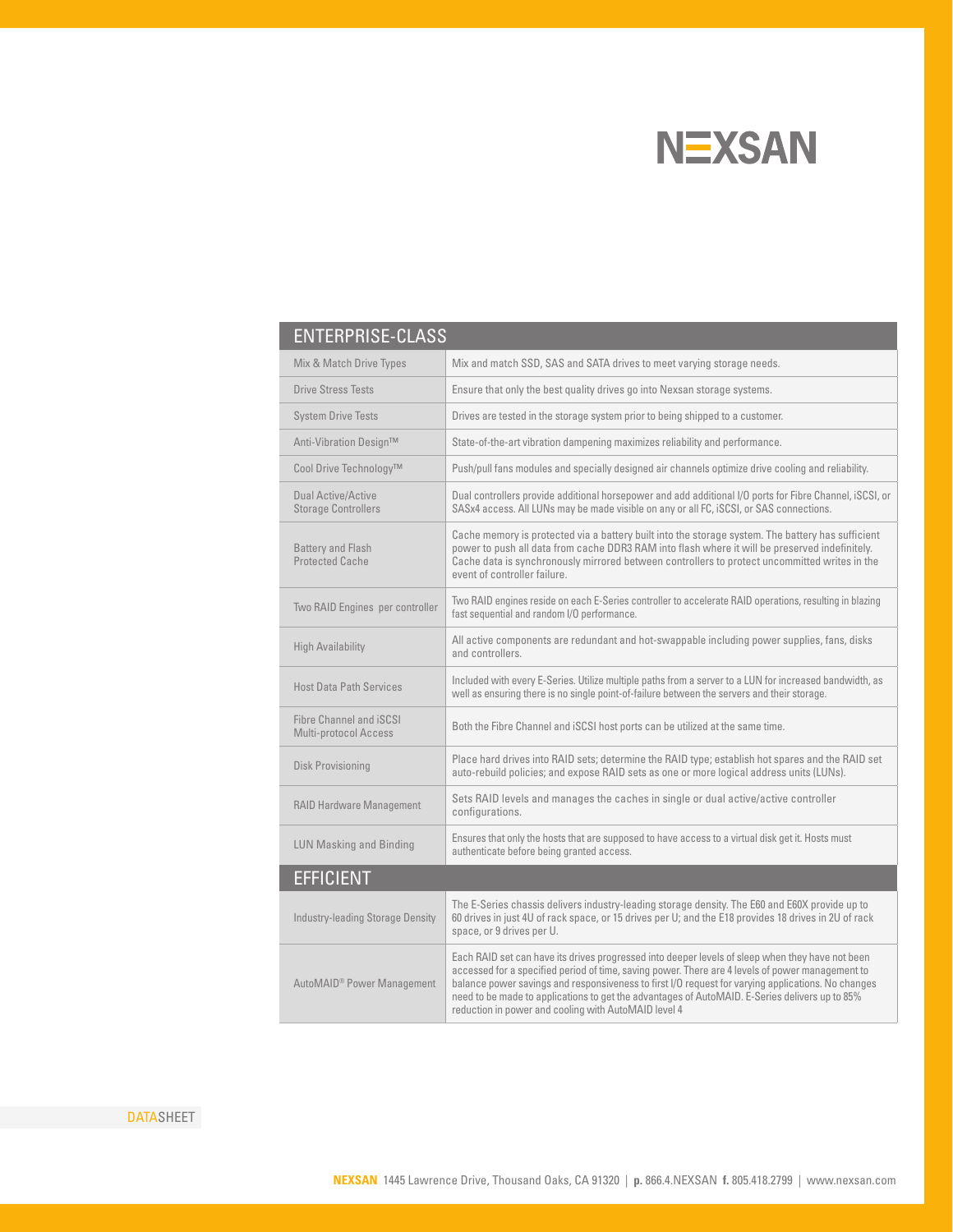## ENTERPRISE-CLASS

| | |
|---|---|
| Mix & Match Drive Types | Mix and match SSD, SAS and SATA drives to meet varying storage needs. |
| Drive Stress Tests | Ensure that only the best quality drives go into Nexsan storage systems. |
| System Drive Tests | Drives are tested in the storage system prior to being shipped to a customer. |
| Anti-Vibration Design™ | State-of-the-art vibration dampening maximizes reliability and performance. |
| Cool Drive Technology™ | Push/pull fans modules and specially designed air channels optimize drive cooling and reliability. |
| Dual Active/Active Storage Controllers | Dual controllers provide additional horsepower and add additional I/O ports for Fibre Channel, iSCSI, or SASx4 access. All LUNs may be made visible on any or all FC, iSCSI, or SAS connections. |
| Battery and Flash Protected Cache | Cache memory is protected via a battery built into the storage system. The battery has sufficient power to push all data from cache DDR3 RAM into flash where it will be preserved indefinitely. Cache data is synchronously mirrored between controllers to protect uncommitted writes in the event of controller failure. |
| Two RAID Engines per controller | Two RAID engines reside on each E-Series controller to accelerate RAID operations, resulting in blazing fast sequential and random I/O performance. |
| High Availability | All active components are redundant and hot-swappable including power supplies, fans, disks and controllers. |
| Host Data Path Services | Included with every E-Series. Utilize multiple paths from a server to a LUN for increased bandwidth, as well as ensuring there is no single point-of-failure between the servers and their storage. |
| Fibre Channel and iSCSI Multi-protocol Access | Both the Fibre Channel and iSCSI host ports can be utilized at the same time. |
| Disk Provisioning | Place hard drives into RAID sets; determine the RAID type; establish hot spares and the RAID set auto-rebuild policies; and expose RAID sets as one or more logical address units (LUNs). |
| RAID Hardware Management | Sets RAID levels and manages the caches in single or dual active/active controller configurations. |
| LUN Masking and Binding | Ensures that only the hosts that are supposed to have access to a virtual disk get it. Hosts must authenticate before being granted access. |

## EFFICIENT

| | |
|---|---|
| Industry-leading Storage Density | The E-Series chassis delivers industry-leading storage density. The E60 and E60X provide up to 60 drives in just 4U of rack space, or 15 drives per U; and the E18 provides 18 drives in 2U of rack space, or 9 drives per U. |
| AutoMAID® Power Management | Each RAID set can have its drives progressed into deeper levels of sleep when they have not been accessed for a specified period of time, saving power. There are 4 levels of power management to balance power savings and responsiveness to first I/O request for varying applications. No changes need to be made to applications to get the advantages of AutoMAID. E-Series delivers up to 85% reduction in power and cooling with AutoMAID level 4 |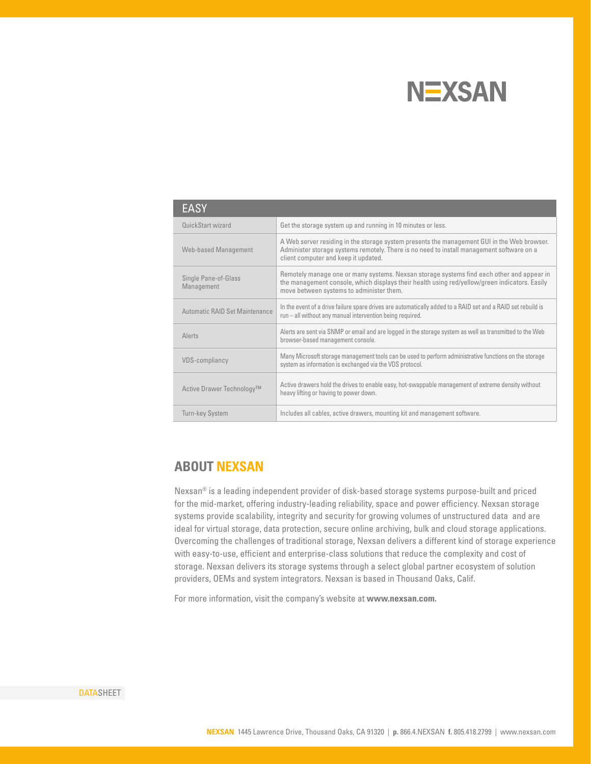| EASY | |
|---|---|
| QuickStart wizard | Get the storage system up and running in 10 minutes or less. |
| Web-based Management | A Web server residing in the storage system presents the management GUI in the Web browser. Administer storage systems remotely. There is no need to install management software on a client computer and keep it updated. |
| Single Pane-of-Glass Management | Remotely manage one or many systems. Nexsan storage systems find each other and appear in the management console, which displays their health using red/yellow/green indicators. Easily move between systems to administer them. |
| Automatic RAID Set Maintenance | In the event of a drive failure spare drives are automatically added to a RAID set and a RAID set rebuild is run – all without any manual intervention being required. |
| Alerts | Alerts are sent via SNMP or email and are logged in the storage system as well as transmitted to the Web browser-based management console. |
| VDS-compliancy | Many Microsoft storage management tools can be used to perform administrative functions on the storage system as information is exchanged via the VDS protocol. |
| Active Drawer Technology™ | Active drawers hold the drives to enable easy, hot-swappable management of extreme density without heavy lifting or having to power down. |
| Turn-key System | Includes all cables, active drawers, mounting kit and management software. |

## ABOUT NEXSAN

Nexsan® is a leading independent provider of disk-based storage systems purpose-built and priced for the mid-market, offering industry-leading reliability, space and power efficiency. Nexsan storage systems provide scalability, integrity and security for growing volumes of unstructured data and are ideal for virtual storage, data protection, secure online archiving, bulk and cloud storage applications. Overcoming the challenges of traditional storage, Nexsan delivers a different kind of storage experience with easy-to-use, efficient and enterprise-class solutions that reduce the complexity and cost of storage. Nexsan delivers its storage systems through a select global partner ecosystem of solution providers, OEMs and system integrators. Nexsan is based in Thousand Oaks, Calif.

For more information, visit the company's website at **www.nexsan.com.**

**NEXSAN** 1445 Lawrence Drive, Thousand Oaks, CA 91320 | **p.** 866.4.NEXSAN **f.** 805.418.2799 | www.nexsan.com